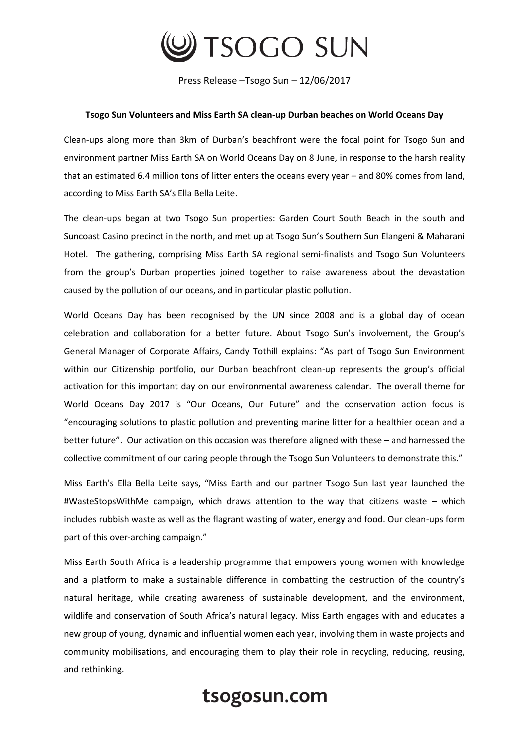# TSOGO SUN

Press Release –Tsogo Sun – 12/06/2017

**Tsogo Sun Volunteers and Miss Earth SA clean-up Durban beaches on World Oceans Day**

Clean-ups along more than 3km of Durban's beachfront were the focal point for Tsogo Sun and environment partner Miss Earth SA on World Oceans Day on 8 June, in response to the harsh reality that an estimated 6.4 million tons of litter enters the oceans every year – and 80% comes from land, according to Miss Earth SA's Ella Bella Leite.

The clean-ups began at two Tsogo Sun properties: Garden Court South Beach in the south and Suncoast Casino precinct in the north, and met up at Tsogo Sun's Southern Sun Elangeni & Maharani Hotel. The gathering, comprising Miss Earth SA regional semi-finalists and Tsogo Sun Volunteers from the group's Durban properties joined together to raise awareness about the devastation caused by the pollution of our oceans, and in particular plastic pollution.

World Oceans Day has been recognised by the UN since 2008 and is a global day of ocean celebration and collaboration for a better future. About Tsogo Sun's involvement, the Group's General Manager of Corporate Affairs, Candy Tothill explains: "As part of Tsogo Sun Environment within our Citizenship portfolio, our Durban beachfront clean-up represents the group's official activation for this important day on our environmental awareness calendar. The overall theme for World Oceans Day 2017 is "Our Oceans, Our Future" and the conservation action focus is "encouraging solutions to plastic pollution and preventing marine litter for a healthier ocean and a better future". Our activation on this occasion was therefore aligned with these – and harnessed the collective commitment of our caring people through the Tsogo Sun Volunteers to demonstrate this."

Miss Earth's Ella Bella Leite says, "Miss Earth and our partner Tsogo Sun last year launched the #WasteStopsWithMe campaign, which draws attention to the way that citizens waste – which includes rubbish waste as well as the flagrant wasting of water, energy and food. Our clean-ups form part of this over-arching campaign."

Miss Earth South Africa is a leadership programme that empowers young women with knowledge and a platform to make a sustainable difference in combatting the destruction of the country's natural heritage, while creating awareness of sustainable development, and the environment, wildlife and conservation of South Africa's natural legacy. Miss Earth engages with and educates a new group of young, dynamic and influential women each year, involving them in waste projects and community mobilisations, and encouraging them to play their role in recycling, reducing, reusing, and rethinking.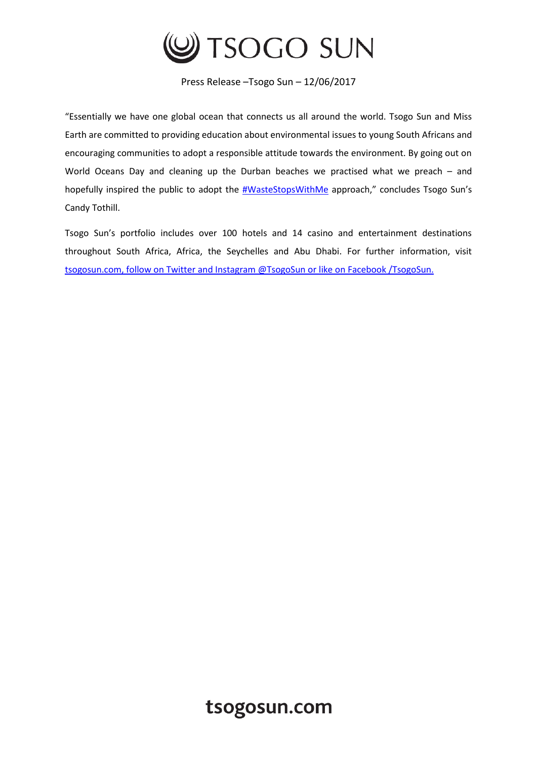“Essentially we have one global ocean that connects us all around the world. Tsogo Sun and Miss Earth are committed to providing education about environmental issues to young South Africans and encouraging communities to adopt a responsible attitude towards the environment. By going out on World Oceans Day and cleaning up the Durban beaches we practised what we preach – and hopefully inspired the public to adopt the #WasteStopsWithMe approach,” concludes Tsogo Sun’s Candy Tothill.

Tsogo Sun’s portfolio includes over 100 hotels and 14 casino and entertainment destinations throughout South Africa, Africa, the Seychelles and Abu Dhabi. For further information, visit tsogosun.com, follow on Twitter and Instagram @TsogoSun or like on Facebook /TsogoSun.